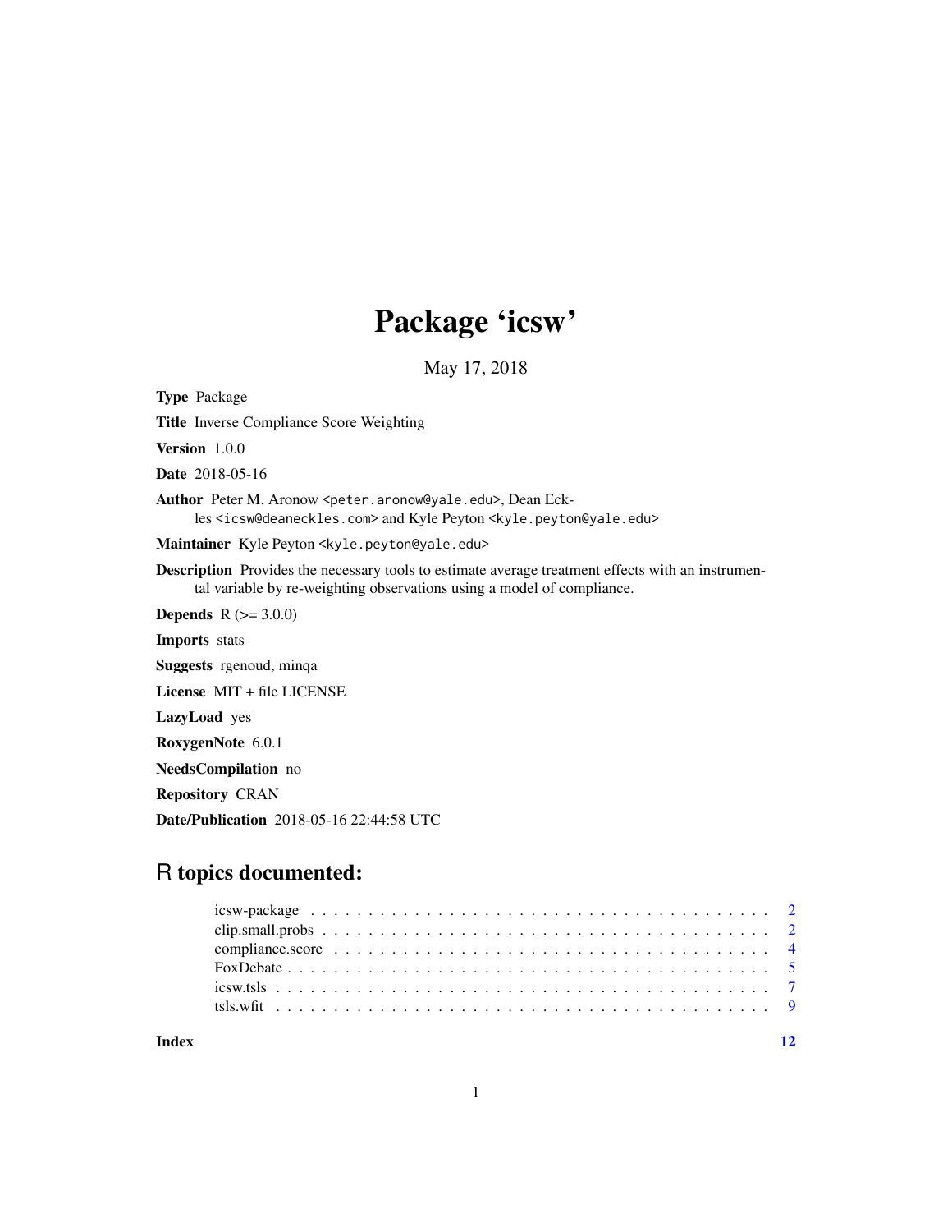# Package 'icsw'

May 17, 2018

**Type** Package

**Title** Inverse Compliance Score Weighting

**Version** 1.0.0

**Date** 2018-05-16

**Author** Peter M. Aronow <peter.aronow@yale.edu>, Dean Eckles <icsw@deaneckles.com> and Kyle Peyton <kyle.peyton@yale.edu>

**Maintainer** Kyle Peyton <kyle.peyton@yale.edu>

**Description** Provides the necessary tools to estimate average treatment effects with an instrumental variable by re-weighting observations using a model of compliance.

**Depends** R (>= 3.0.0)

**Imports** stats

**Suggests** rgenoud, minqa

**License** MIT + file LICENSE

**LazyLoad** yes

**RoxygenNote** 6.0.1

**NeedsCompilation** no

**Repository** CRAN

**Date/Publication** 2018-05-16 22:44:58 UTC

## R topics documented:

| | |
|---|---|
| icsw-package | 2 |
| clip.small.probs | 2 |
| compliance.score | 4 |
| FoxDebate | 5 |
| icsw.tsls | 7 |
| tsls.wfit | 9 |
| **Index** | 12 |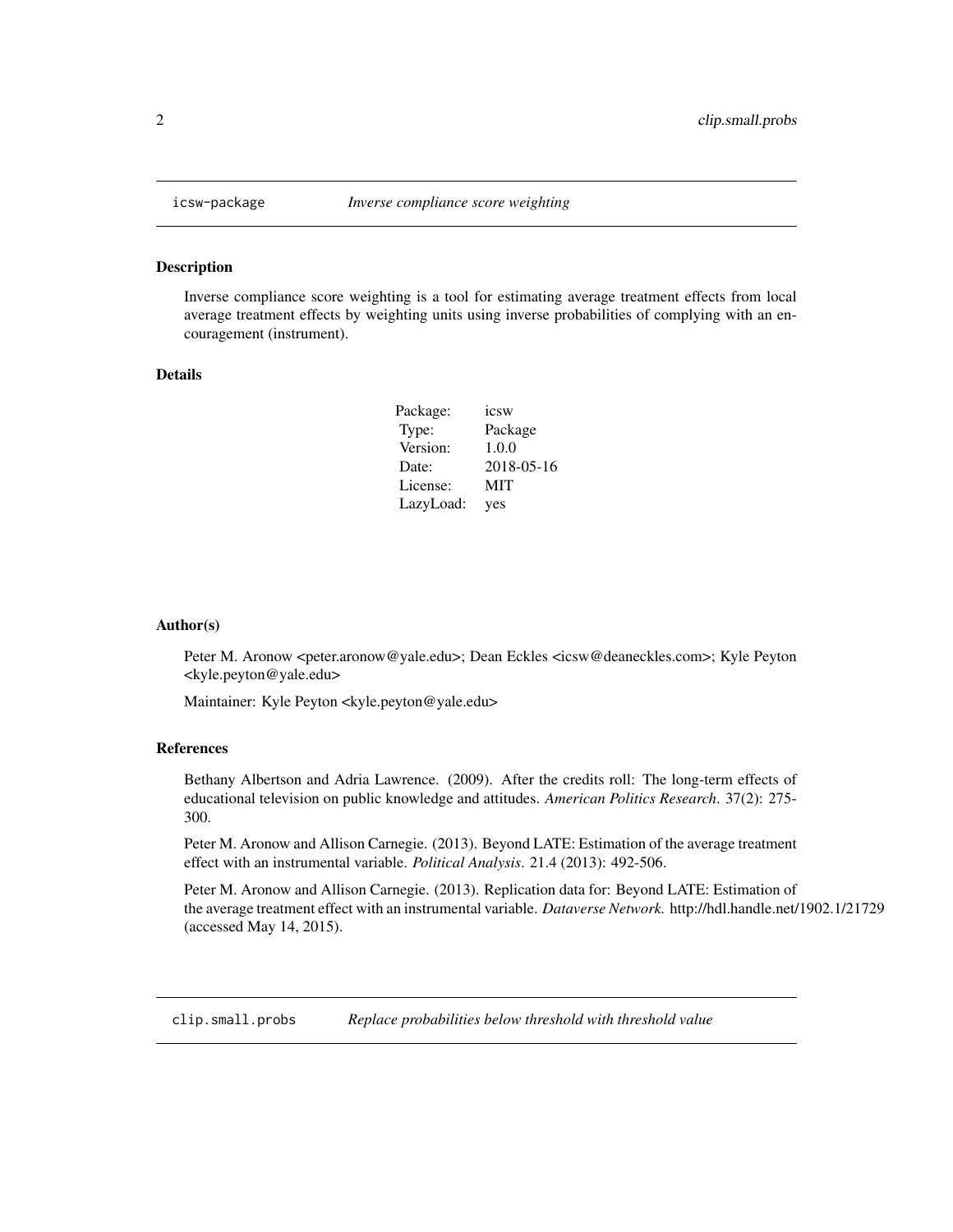## icsw-package — *Inverse compliance score weighting*

### Description

Inverse compliance score weighting is a tool for estimating average treatment effects from local average treatment effects by weighting units using inverse probabilities of complying with an encouragement (instrument).

### Details

| | |
|---|---|
| Package: | icsw |
| Type: | Package |
| Version: | 1.0.0 |
| Date: | 2018-05-16 |
| License: | MIT |
| LazyLoad: | yes |

### Author(s)

Peter M. Aronow <peter.aronow@yale.edu>; Dean Eckles <icsw@deaneckles.com>; Kyle Peyton <kyle.peyton@yale.edu>

Maintainer: Kyle Peyton <kyle.peyton@yale.edu>

### References

Bethany Albertson and Adria Lawrence. (2009). After the credits roll: The long-term effects of educational television on public knowledge and attitudes. *American Politics Research*. 37(2): 275-300.

Peter M. Aronow and Allison Carnegie. (2013). Beyond LATE: Estimation of the average treatment effect with an instrumental variable. *Political Analysis*. 21.4 (2013): 492-506.

Peter M. Aronow and Allison Carnegie. (2013). Replication data for: Beyond LATE: Estimation of the average treatment effect with an instrumental variable. *Dataverse Network.* http://hdl.handle.net/1902.1/21729 (accessed May 14, 2015).

## clip.small.probs — *Replace probabilities below threshold with threshold value*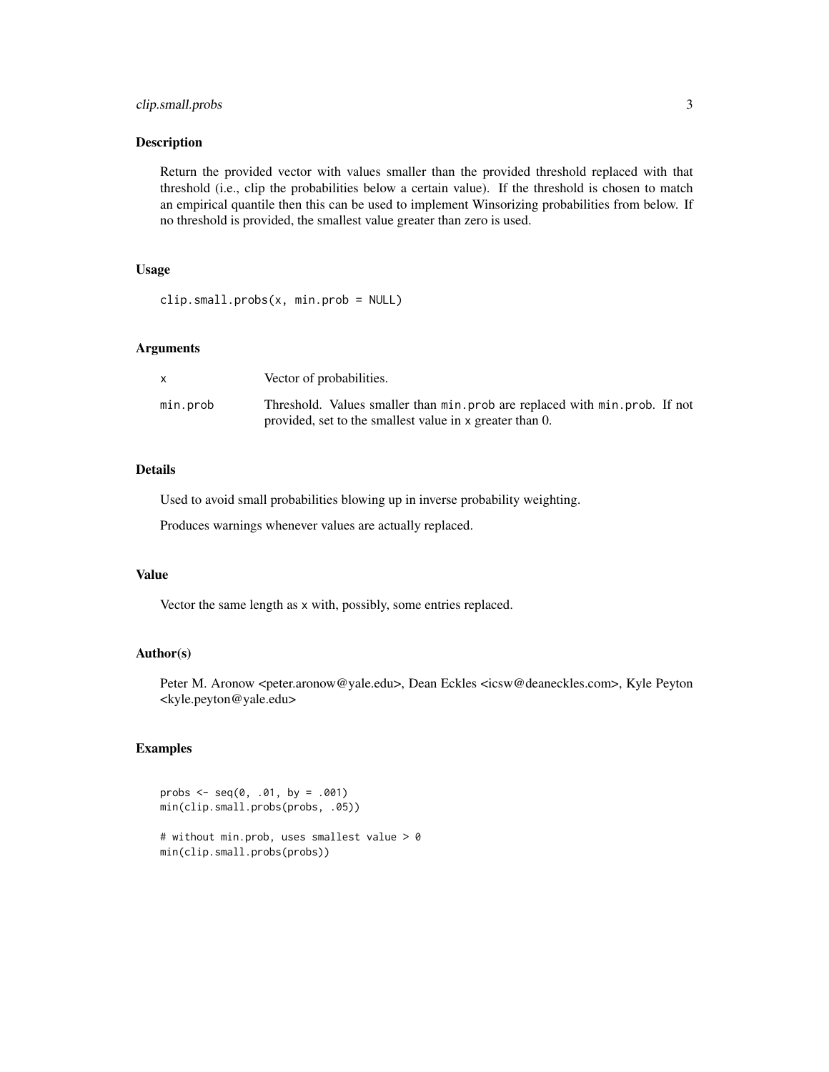## Description

Return the provided vector with values smaller than the provided threshold replaced with that threshold (i.e., clip the probabilities below a certain value). If the threshold is chosen to match an empirical quantile then this can be used to implement Winsorizing probabilities from below. If no threshold is provided, the smallest value greater than zero is used.

## Usage

```
clip.small.probs(x, min.prob = NULL)
```

## Arguments

| | |
|---|---|
| `x` | Vector of probabilities. |
| `min.prob` | Threshold. Values smaller than `min.prob` are replaced with `min.prob`. If not provided, set to the smallest value in `x` greater than 0. |

## Details

Used to avoid small probabilities blowing up in inverse probability weighting.

Produces warnings whenever values are actually replaced.

## Value

Vector the same length as `x` with, possibly, some entries replaced.

## Author(s)

Peter M. Aronow <peter.aronow@yale.edu>, Dean Eckles <icsw@deaneckles.com>, Kyle Peyton <kyle.peyton@yale.edu>

## Examples

```
probs <- seq(0, .01, by = .001)
min(clip.small.probs(probs, .05))

# without min.prob, uses smallest value > 0
min(clip.small.probs(probs))
```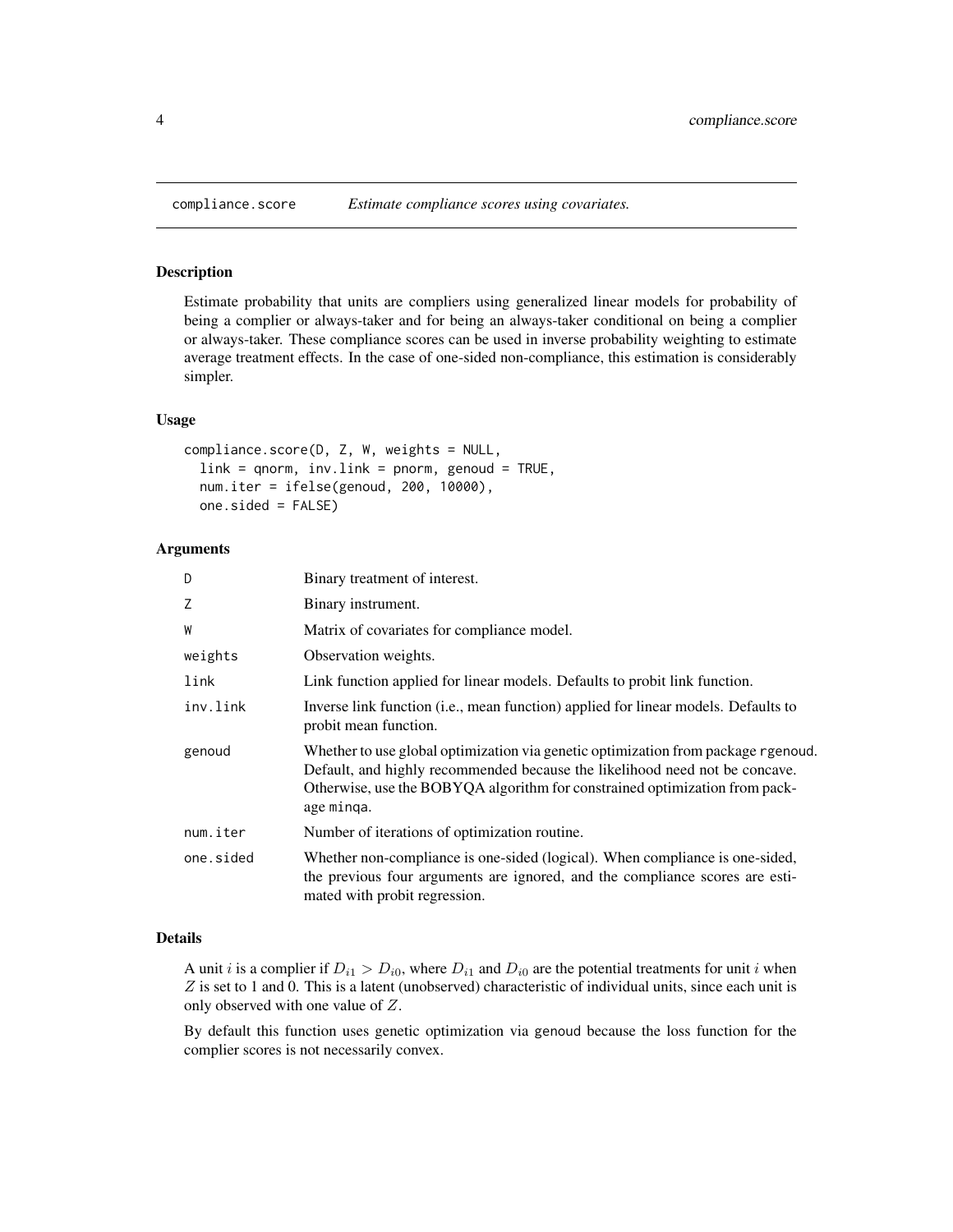compliance.score — *Estimate compliance scores using covariates.*

## Description

Estimate probability that units are compliers using generalized linear models for probability of being a complier or always-taker and for being an always-taker conditional on being a complier or always-taker. These compliance scores can be used in inverse probability weighting to estimate average treatment effects. In the case of one-sided non-compliance, this estimation is considerably simpler.

## Usage

```
compliance.score(D, Z, W, weights = NULL,
  link = qnorm, inv.link = pnorm, genoud = TRUE,
  num.iter = ifelse(genoud, 200, 10000),
  one.sided = FALSE)
```

## Arguments

| | |
|---|---|
| D | Binary treatment of interest. |
| Z | Binary instrument. |
| W | Matrix of covariates for compliance model. |
| weights | Observation weights. |
| link | Link function applied for linear models. Defaults to probit link function. |
| inv.link | Inverse link function (i.e., mean function) applied for linear models. Defaults to probit mean function. |
| genoud | Whether to use global optimization via genetic optimization from package rgenoud. Default, and highly recommended because the likelihood need not be concave. Otherwise, use the BOBYQA algorithm for constrained optimization from package minqa. |
| num.iter | Number of iterations of optimization routine. |
| one.sided | Whether non-compliance is one-sided (logical). When compliance is one-sided, the previous four arguments are ignored, and the compliance scores are estimated with probit regression. |

## Details

A unit $i$ is a complier if $D_{i1} > D_{i0}$, where $D_{i1}$ and $D_{i0}$ are the potential treatments for unit $i$ when $Z$ is set to 1 and 0. This is a latent (unobserved) characteristic of individual units, since each unit is only observed with one value of $Z$.

By default this function uses genetic optimization via genoud because the loss function for the complier scores is not necessarily convex.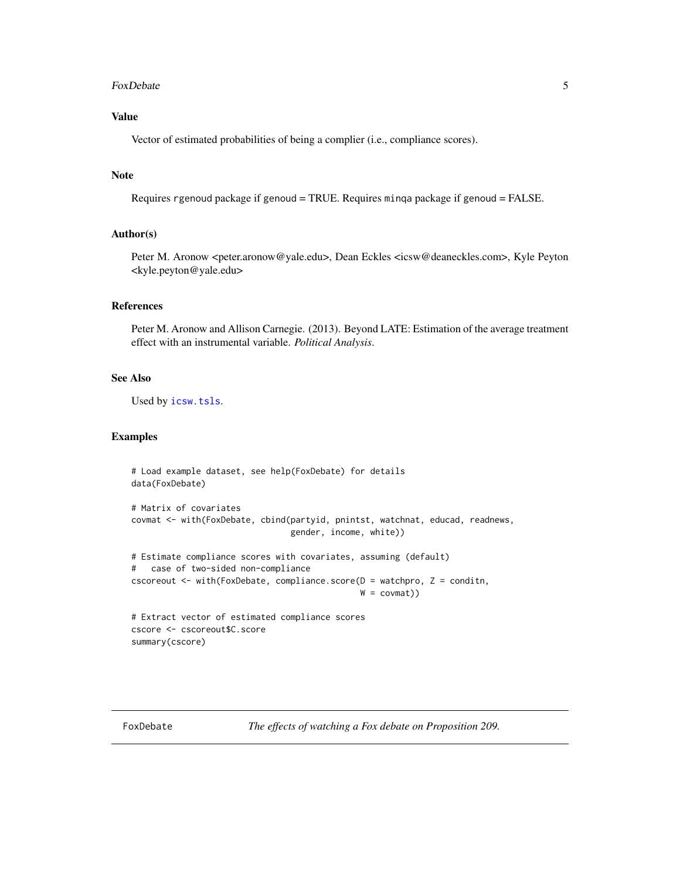## Value

Vector of estimated probabilities of being a complier (i.e., compliance scores).

## Note

Requires `rgenoud` package if `genoud` = TRUE. Requires `minqa` package if `genoud` = FALSE.

## Author(s)

Peter M. Aronow <peter.aronow@yale.edu>, Dean Eckles <icsw@deaneckles.com>, Kyle Peyton <kyle.peyton@yale.edu>

## References

Peter M. Aronow and Allison Carnegie. (2013). Beyond LATE: Estimation of the average treatment effect with an instrumental variable. *Political Analysis*.

## See Also

Used by `icsw.tsls`.

## Examples

```
# Load example dataset, see help(FoxDebate) for details
data(FoxDebate)

# Matrix of covariates
covmat <- with(FoxDebate, cbind(partyid, pnintst, watchnat, educad, readnews,
                                gender, income, white))

# Estimate compliance scores with covariates, assuming (default)
#   case of two-sided non-compliance
cscoreout <- with(FoxDebate, compliance.score(D = watchpro, Z = conditn,
                                              W = covmat))

# Extract vector of estimated compliance scores
cscore <- cscoreout$C.score
summary(cscore)
```

---

`FoxDebate` *The effects of watching a Fox debate on Proposition 209.*

---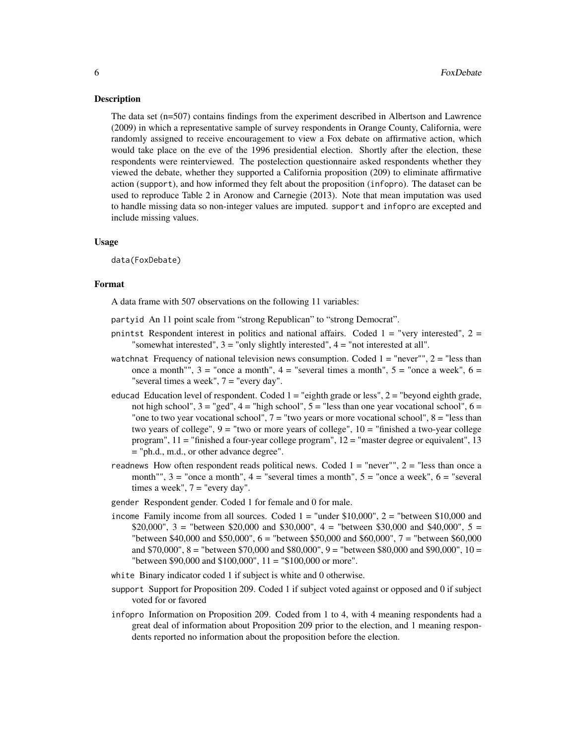## Description

The data set (n=507) contains findings from the experiment described in Albertson and Lawrence (2009) in which a representative sample of survey respondents in Orange County, California, were randomly assigned to receive encouragement to view a Fox debate on affirmative action, which would take place on the eve of the 1996 presidential election. Shortly after the election, these respondents were reinterviewed. The postelection questionnaire asked respondents whether they viewed the debate, whether they supported a California proposition (209) to eliminate affirmative action (support), and how informed they felt about the proposition (infopro). The dataset can be used to reproduce Table 2 in Aronow and Carnegie (2013). Note that mean imputation was used to handle missing data so non-integer values are imputed. support and infopro are excepted and include missing values.

## Usage

```
data(FoxDebate)
```

## Format

A data frame with 507 observations on the following 11 variables:

partyid An 11 point scale from "strong Republican" to "strong Democrat".

pnintst Respondent interest in politics and national affairs. Coded 1 = "very interested", 2 = "somewhat interested", 3 = "only slightly interested", 4 = "not interested at all".

watchnat Frequency of national television news consumption. Coded 1 = "never"", 2 = "less than once a month"", 3 = "once a month", 4 = "several times a month", 5 = "once a week", 6 = "several times a week", 7 = "every day".

educad Education level of respondent. Coded 1 = "eighth grade or less", 2 = "beyond eighth grade, not high school", 3 = "ged", 4 = "high school", 5 = "less than one year vocational school", 6 = "one to two year vocational school", 7 = "two years or more vocational school", 8 = "less than two years of college", 9 = "two or more years of college", 10 = "finished a two-year college program", 11 = "finished a four-year college program", 12 = "master degree or equivalent", 13 = "ph.d., m.d., or other advance degree".

readnews How often respondent reads political news. Coded 1 = "never"", 2 = "less than once a month"", 3 = "once a month", 4 = "several times a month", 5 = "once a week", 6 = "several times a week", 7 = "every day".

gender Respondent gender. Coded 1 for female and 0 for male.

income Family income from all sources. Coded 1 = "under $10,000", 2 = "between $10,000 and $20,000", 3 = "between $20,000 and $30,000", 4 = "between $30,000 and $40,000", 5 = "between $40,000 and $50,000", 6 = "between $50,000 and $60,000", 7 = "between $60,000 and $70,000", 8 = "between $70,000 and $80,000", 9 = "between $80,000 and $90,000", 10 = "between $90,000 and $100,000", 11 = "$100,000 or more".

white Binary indicator coded 1 if subject is white and 0 otherwise.

support Support for Proposition 209. Coded 1 if subject voted against or opposed and 0 if subject voted for or favored

infopro Information on Proposition 209. Coded from 1 to 4, with 4 meaning respondents had a great deal of information about Proposition 209 prior to the election, and 1 meaning respondents reported no information about the proposition before the election.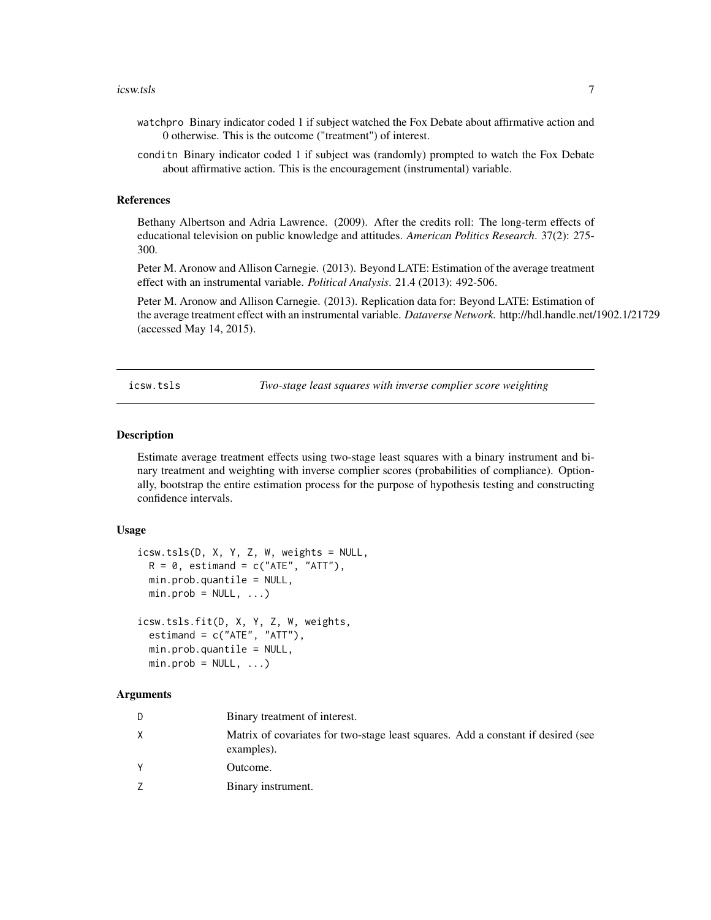watchpro Binary indicator coded 1 if subject watched the Fox Debate about affirmative action and 0 otherwise. This is the outcome ("treatment") of interest.

conditn Binary indicator coded 1 if subject was (randomly) prompted to watch the Fox Debate about affirmative action. This is the encouragement (instrumental) variable.

### References

Bethany Albertson and Adria Lawrence. (2009). After the credits roll: The long-term effects of educational television on public knowledge and attitudes. *American Politics Research*. 37(2): 275-300.

Peter M. Aronow and Allison Carnegie. (2013). Beyond LATE: Estimation of the average treatment effect with an instrumental variable. *Political Analysis*. 21.4 (2013): 492-506.

Peter M. Aronow and Allison Carnegie. (2013). Replication data for: Beyond LATE: Estimation of the average treatment effect with an instrumental variable. *Dataverse Network.* http://hdl.handle.net/1902.1/21729 (accessed May 14, 2015).

---

## icsw.tsls — *Two-stage least squares with inverse complier score weighting*

### Description

Estimate average treatment effects using two-stage least squares with a binary instrument and binary treatment and weighting with inverse complier scores (probabilities of compliance). Optionally, bootstrap the entire estimation process for the purpose of hypothesis testing and constructing confidence intervals.

### Usage

```
icsw.tsls(D, X, Y, Z, W, weights = NULL,
  R = 0, estimand = c("ATE", "ATT"),
  min.prob.quantile = NULL,
  min.prob = NULL, ...)

icsw.tsls.fit(D, X, Y, Z, W, weights,
  estimand = c("ATE", "ATT"),
  min.prob.quantile = NULL,
  min.prob = NULL, ...)
```

### Arguments

| | |
|---|---|
| D | Binary treatment of interest. |
| X | Matrix of covariates for two-stage least squares. Add a constant if desired (see examples). |
| Y | Outcome. |
| Z | Binary instrument. |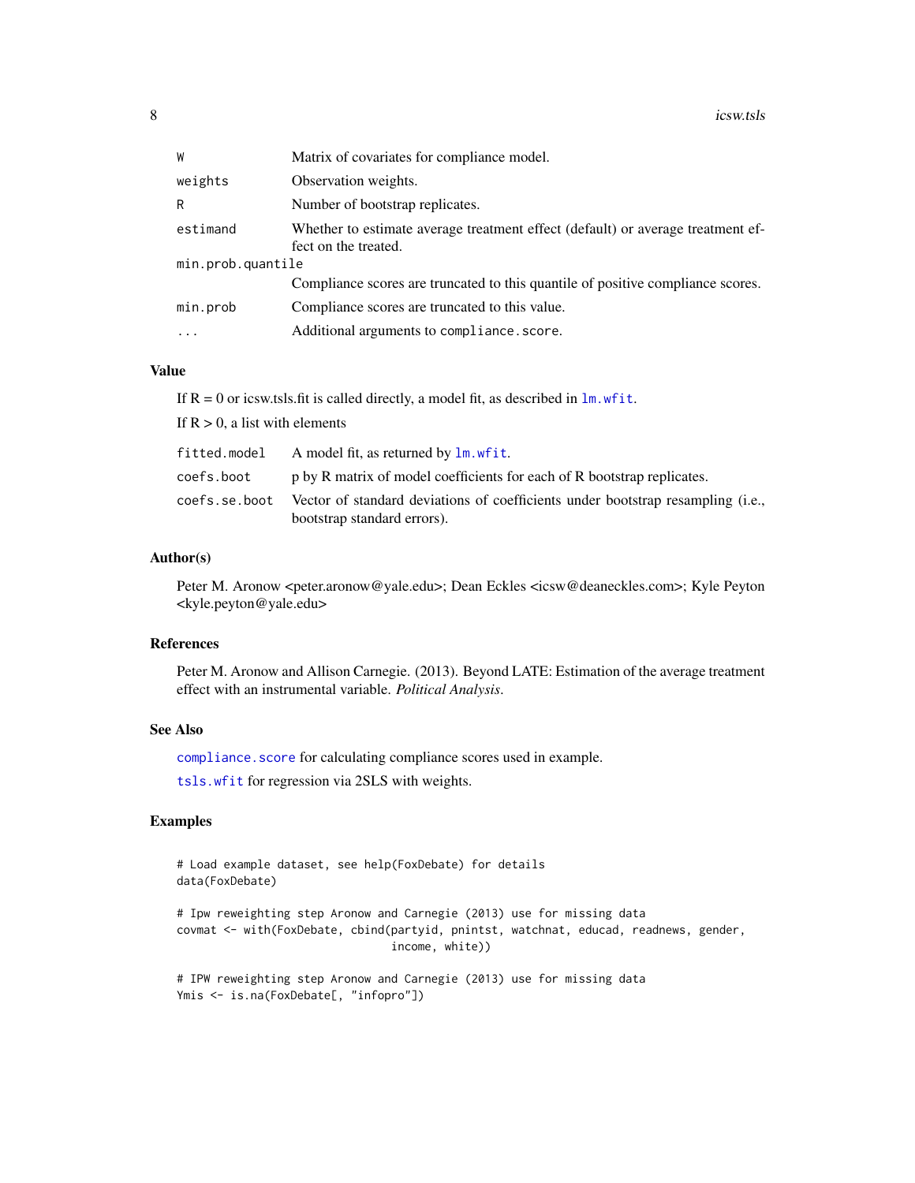| | |
|---|---|
| W | Matrix of covariates for compliance model. |
| weights | Observation weights. |
| R | Number of bootstrap replicates. |
| estimand | Whether to estimate average treatment effect (default) or average treatment effect on the treated. |
| min.prob.quantile | Compliance scores are truncated to this quantile of positive compliance scores. |
| min.prob | Compliance scores are truncated to this value. |
| ... | Additional arguments to compliance.score. |

## Value

If R = 0 or icsw.tsls.fit is called directly, a model fit, as described in lm.wfit.

If R > 0, a list with elements

| | |
|---|---|
| fitted.model | A model fit, as returned by lm.wfit. |
| coefs.boot | p by R matrix of model coefficients for each of R bootstrap replicates. |
| coefs.se.boot | Vector of standard deviations of coefficients under bootstrap resampling (i.e., bootstrap standard errors). |

## Author(s)

Peter M. Aronow <peter.aronow@yale.edu>; Dean Eckles <icsw@deaneckles.com>; Kyle Peyton <kyle.peyton@yale.edu>

## References

Peter M. Aronow and Allison Carnegie. (2013). Beyond LATE: Estimation of the average treatment effect with an instrumental variable. *Political Analysis*.

## See Also

compliance.score for calculating compliance scores used in example.

tsls.wfit for regression via 2SLS with weights.

## Examples

```
# Load example dataset, see help(FoxDebate) for details
data(FoxDebate)

# Ipw reweighting step Aronow and Carnegie (2013) use for missing data
covmat <- with(FoxDebate, cbind(partyid, pnintst, watchnat, educad, readnews, gender,
                                income, white))

# IPW reweighting step Aronow and Carnegie (2013) use for missing data
Ymis <- is.na(FoxDebate[, "infopro"])
```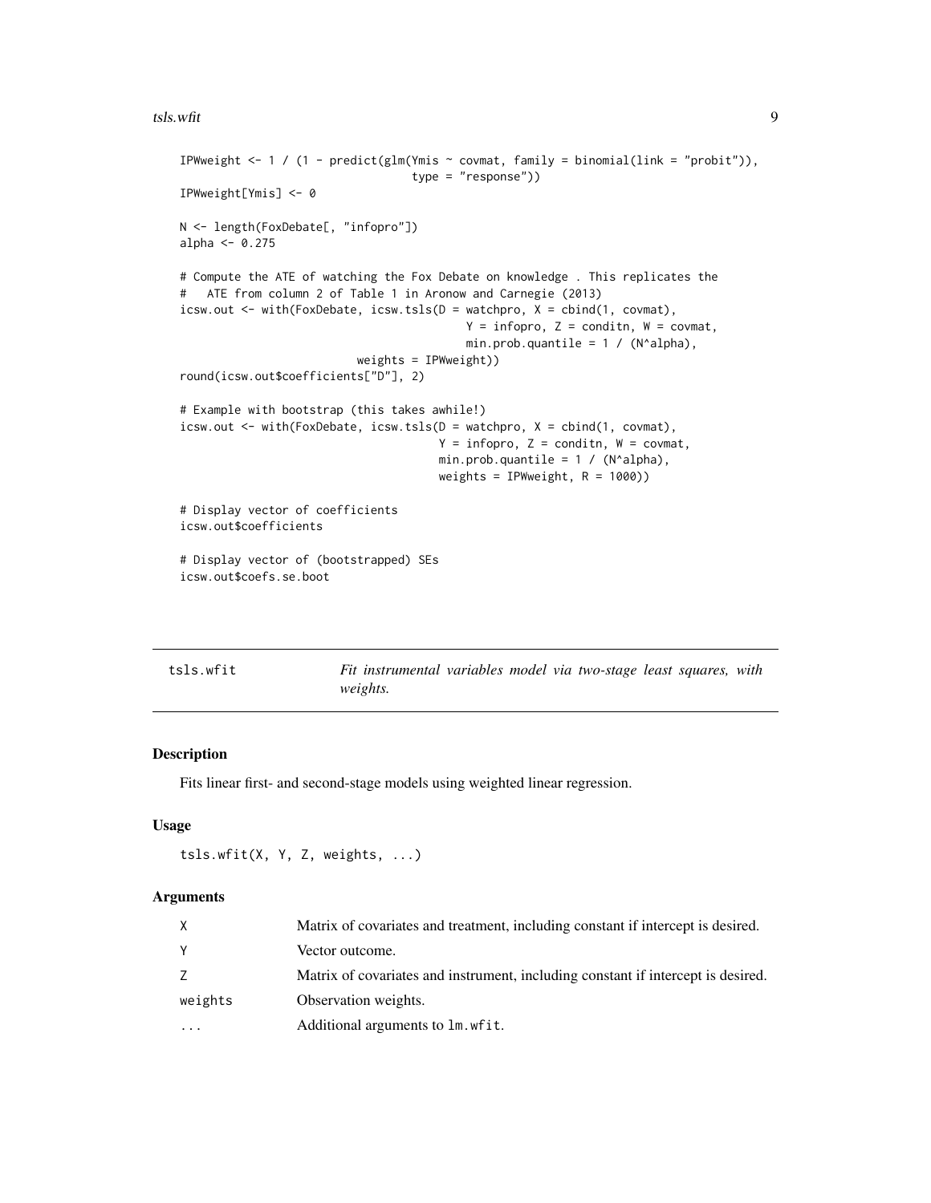```
IPWweight <- 1 / (1 - predict(glm(Ymis ~ covmat, family = binomial(link = "probit")),
                                  type = "response"))
IPWweight[Ymis] <- 0

N <- length(FoxDebate[, "infopro"])
alpha <- 0.275

# Compute the ATE of watching the Fox Debate on knowledge . This replicates the
#   ATE from column 2 of Table 1 in Aronow and Carnegie (2013)
icsw.out <- with(FoxDebate, icsw.tsls(D = watchpro, X = cbind(1, covmat),
                                            Y = infopro, Z = conditn, W = covmat,
                                            min.prob.quantile = 1 / (N^alpha),
                          weights = IPWweight))
round(icsw.out$coefficients["D"], 2)

# Example with bootstrap (this takes awhile!)
icsw.out <- with(FoxDebate, icsw.tsls(D = watchpro, X = cbind(1, covmat),
                                      Y = infopro, Z = conditn, W = covmat,
                                      min.prob.quantile = 1 / (N^alpha),
                                      weights = IPWweight, R = 1000))

# Display vector of coefficients
icsw.out$coefficients

# Display vector of (bootstrapped) SEs
icsw.out$coefs.se.boot
```

## tsls.wfit — *Fit instrumental variables model via two-stage least squares, with weights.*

### Description

Fits linear first- and second-stage models using weighted linear regression.

### Usage

```
tsls.wfit(X, Y, Z, weights, ...)
```

### Arguments

| | |
|---|---|
| X | Matrix of covariates and treatment, including constant if intercept is desired. |
| Y | Vector outcome. |
| Z | Matrix of covariates and instrument, including constant if intercept is desired. |
| weights | Observation weights. |
| ... | Additional arguments to `lm.wfit`. |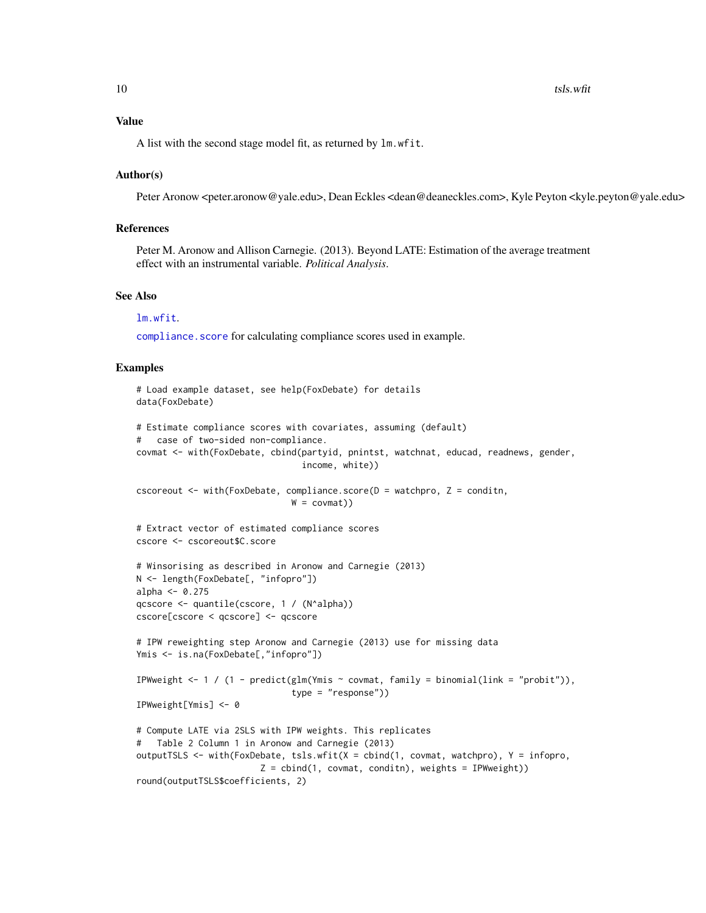## Value

A list with the second stage model fit, as returned by `lm.wfit`.

## Author(s)

Peter Aronow <peter.aronow@yale.edu>, Dean Eckles <dean@deaneckles.com>, Kyle Peyton <kyle.peyton@yale.edu>

## References

Peter M. Aronow and Allison Carnegie. (2013). Beyond LATE: Estimation of the average treatment effect with an instrumental variable. *Political Analysis*.

## See Also

`lm.wfit`.

`compliance.score` for calculating compliance scores used in example.

## Examples

```
# Load example dataset, see help(FoxDebate) for details
data(FoxDebate)

# Estimate compliance scores with covariates, assuming (default)
#   case of two-sided non-compliance.
covmat <- with(FoxDebate, cbind(partyid, pnintst, watchnat, educad, readnews, gender,
                                 income, white))

cscoreout <- with(FoxDebate, compliance.score(D = watchpro, Z = conditn,
                               W = covmat))

# Extract vector of estimated compliance scores
cscore <- cscoreout$C.score

# Winsorising as described in Aronow and Carnegie (2013)
N <- length(FoxDebate[, "infopro"])
alpha <- 0.275
qcscore <- quantile(cscore, 1 / (N^alpha))
cscore[cscore < qcscore] <- qcscore

# IPW reweighting step Aronow and Carnegie (2013) use for missing data
Ymis <- is.na(FoxDebate[,"infopro"])

IPWweight <- 1 / (1 - predict(glm(Ymis ~ covmat, family = binomial(link = "probit")),
                               type = "response"))
IPWweight[Ymis] <- 0

# Compute LATE via 2SLS with IPW weights. This replicates
#   Table 2 Column 1 in Aronow and Carnegie (2013)
outputTSLS <- with(FoxDebate, tsls.wfit(X = cbind(1, covmat, watchpro), Y = infopro,
                        Z = cbind(1, covmat, conditn), weights = IPWweight))
round(outputTSLS$coefficients, 2)
```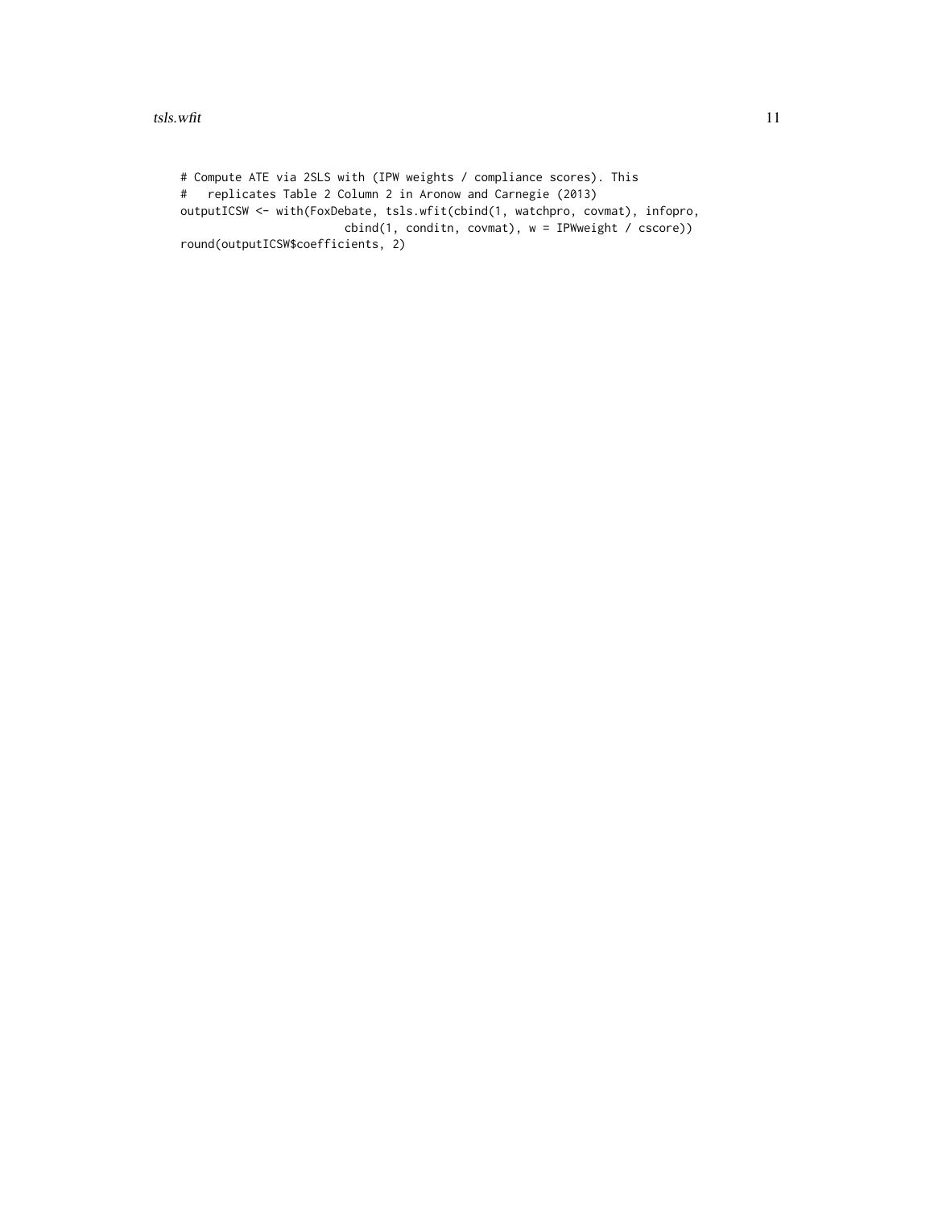```
# Compute ATE via 2SLS with (IPW weights / compliance scores). This
#   replicates Table 2 Column 2 in Aronow and Carnegie (2013)
outputICSW <- with(FoxDebate, tsls.wfit(cbind(1, watchpro, covmat), infopro,
                        cbind(1, conditn, covmat), w = IPWweight / cscore))
round(outputICSW$coefficients, 2)
```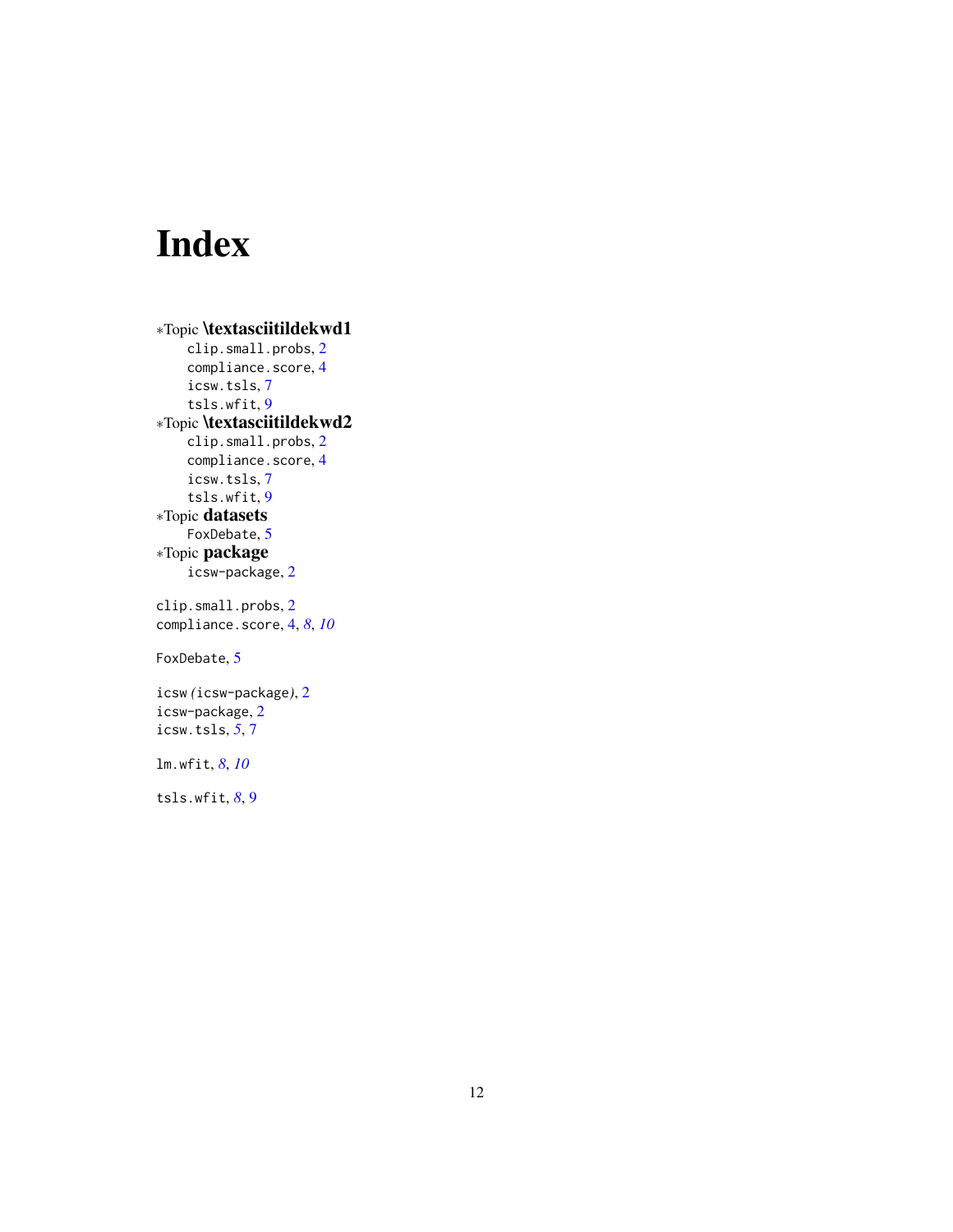# Index

*Topic **\textasciitildekwd1**
- clip.small.probs, 2
- compliance.score, 4
- icsw.tsls, 7
- tsls.wfit, 9

*Topic **\textasciitildekwd2**
- clip.small.probs, 2
- compliance.score, 4
- icsw.tsls, 7
- tsls.wfit, 9

*Topic **datasets**
- FoxDebate, 5

*Topic **package**
- icsw-package, 2

clip.small.probs, 2
compliance.score, 4, *8*, *10*

FoxDebate, 5

icsw *(*icsw-package*)*, 2
icsw-package, 2
icsw.tsls, *5*, 7

lm.wfit, *8*, *10*

tsls.wfit, *8*, 9